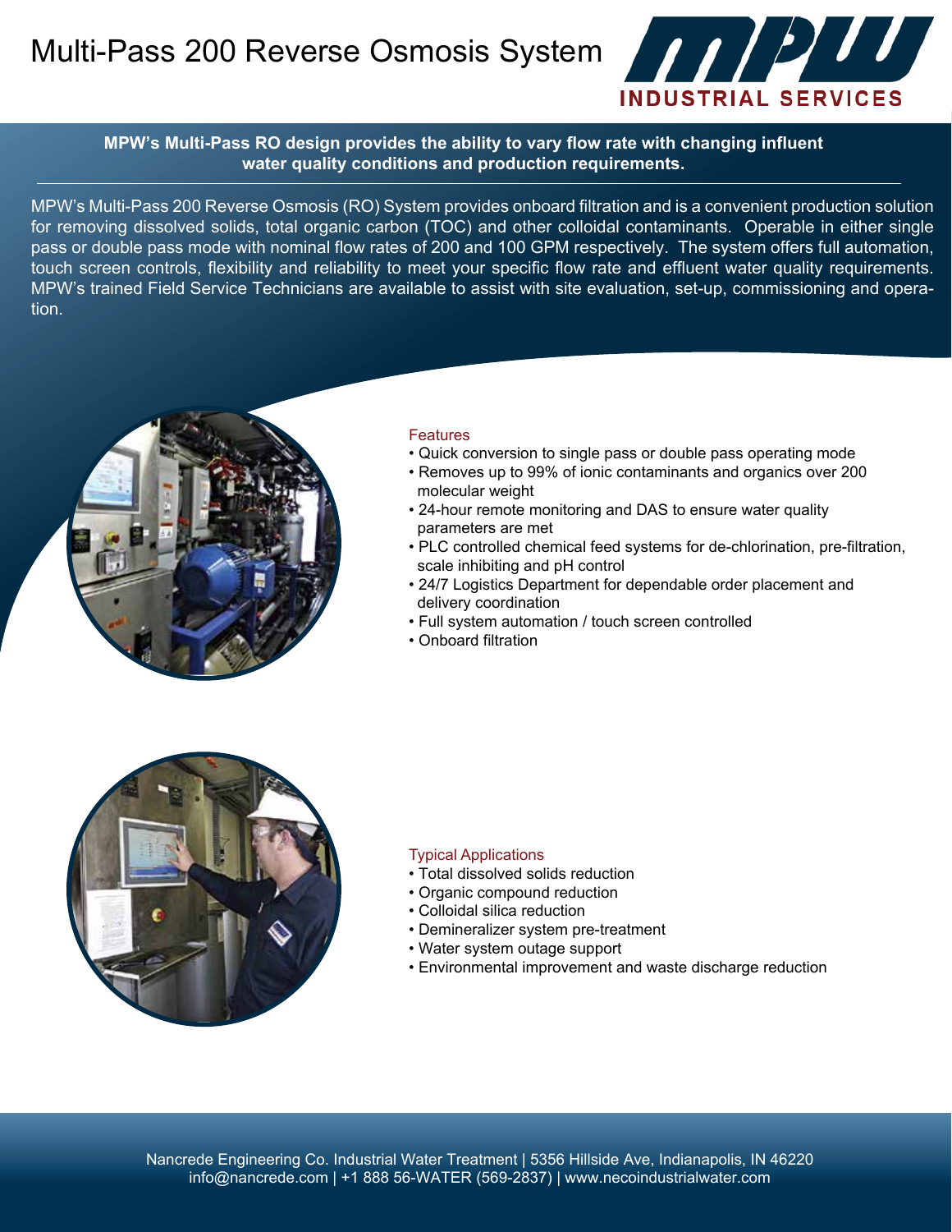# Multi-Pass 200 Reverse Osmosis System

MPW INDUSTRIAL SERVICES

**MPW's Multi-Pass RO design provides the ability to vary flow rate with changing influent water quality conditions and production requirements.**

MPW's Multi-Pass 200 Reverse Osmosis (RO) System provides onboard filtration and is a convenient production solution for removing dissolved solids, total organic carbon (TOC) and other colloidal contaminants. Operable in either single pass or double pass mode with nominal flow rates of 200 and 100 GPM respectively. The system offers full automation, touch screen controls, flexibility and reliability to meet your specific flow rate and effluent water quality requirements. MPW's trained Field Service Technicians are available to assist with site evaluation, set-up, commissioning and operation.

## Features

- Quick conversion to single pass or double pass operating mode
- Removes up to 99% of ionic contaminants and organics over 200 molecular weight
- 24-hour remote monitoring and DAS to ensure water quality parameters are met
- PLC controlled chemical feed systems for de-chlorination, pre-filtration, scale inhibiting and pH control
- 24/7 Logistics Department for dependable order placement and delivery coordination
- Full system automation / touch screen controlled
- Onboard filtration

## Typical Applications

- Total dissolved solids reduction
- Organic compound reduction
- Colloidal silica reduction
- Demineralizer system pre-treatment
- Water system outage support
- Environmental improvement and waste discharge reduction

Nancrede Engineering Co. Industrial Water Treatment | 5356 Hillside Ave, Indianapolis, IN 46220
info@nancrede.com | +1 888 56-WATER (569-2837) | www.necoindustrialwater.com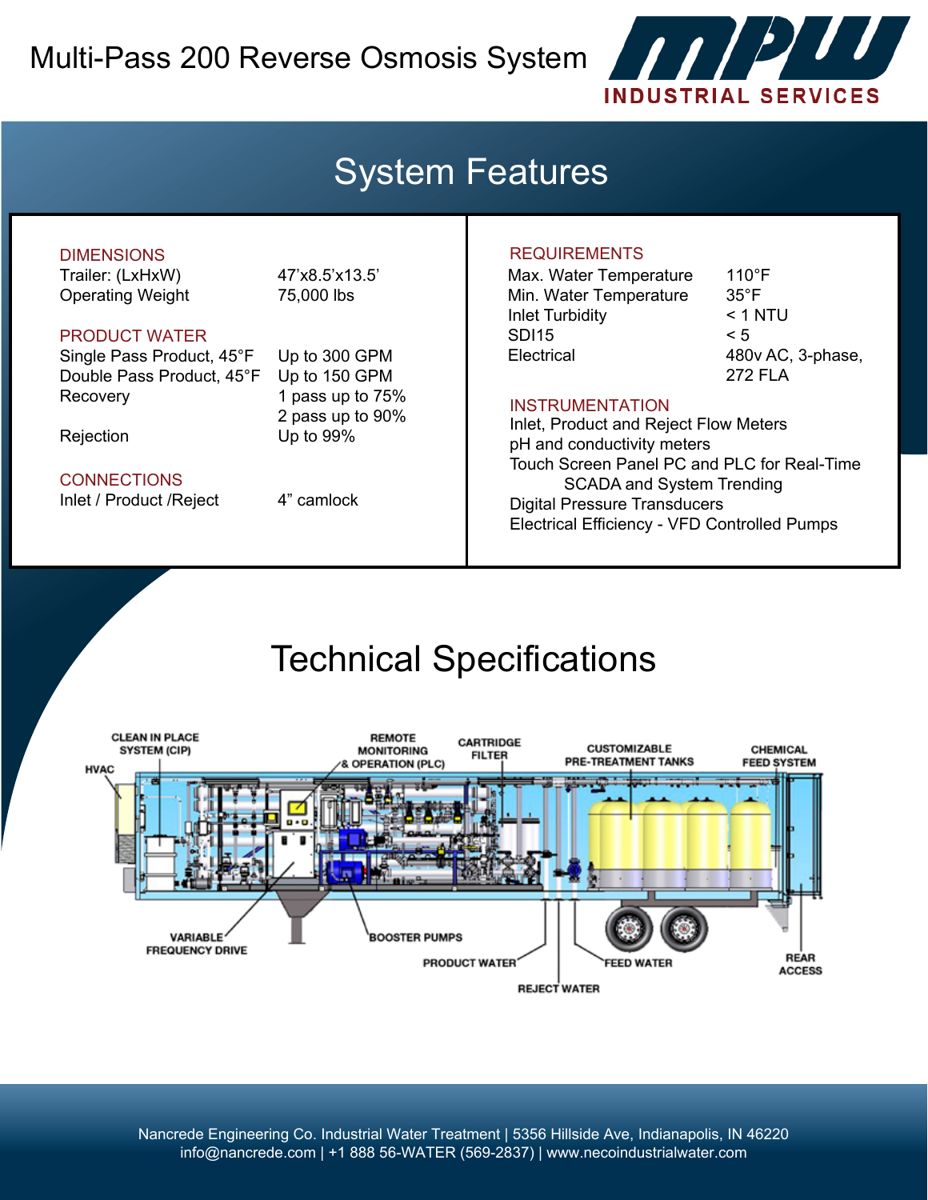# Multi-Pass 200 Reverse Osmosis System

MPW INDUSTRIAL SERVICES

## System Features

**DIMENSIONS**

| | |
|---|---|
| Trailer: (LxHxW) | 47'x8.5'x13.5' |
| Operating Weight | 75,000 lbs |

**PRODUCT WATER**

| | |
|---|---|
| Single Pass Product, 45°F | Up to 300 GPM |
| Double Pass Product, 45°F | Up to 150 GPM |
| Recovery | 1 pass up to 75%<br>2 pass up to 90% |
| Rejection | Up to 99% |

**CONNECTIONS**

| | |
|---|---|
| Inlet / Product /Reject | 4" camlock |

**REQUIREMENTS**

| | |
|---|---|
| Max. Water Temperature | 110°F |
| Min. Water Temperature | 35°F |
| Inlet Turbidity | < 1 NTU |
| SDI15 | < 5 |
| Electrical | 480v AC, 3-phase, 272 FLA |

**INSTRUMENTATION**

- Inlet, Product and Reject Flow Meters
- pH and conductivity meters
- Touch Screen Panel PC and PLC for Real-Time SCADA and System Trending
- Digital Pressure Transducers
- Electrical Efficiency - VFD Controlled Pumps

## Technical Specifications

CLEAN IN PLACE SYSTEM (CIP)
HVAC
REMOTE MONITORING & OPERATION (PLC)
CARTRIDGE FILTER
CUSTOMIZABLE PRE-TREATMENT TANKS
CHEMICAL FEED SYSTEM
VARIABLE FREQUENCY DRIVE
BOOSTER PUMPS
PRODUCT WATER
FEED WATER
REJECT WATER
REAR ACCESS

Nancrede Engineering Co. Industrial Water Treatment | 5356 Hillside Ave, Indianapolis, IN 46220
info@nancrede.com | +1 888 56-WATER (569-2837) | www.necoindustrialwater.com